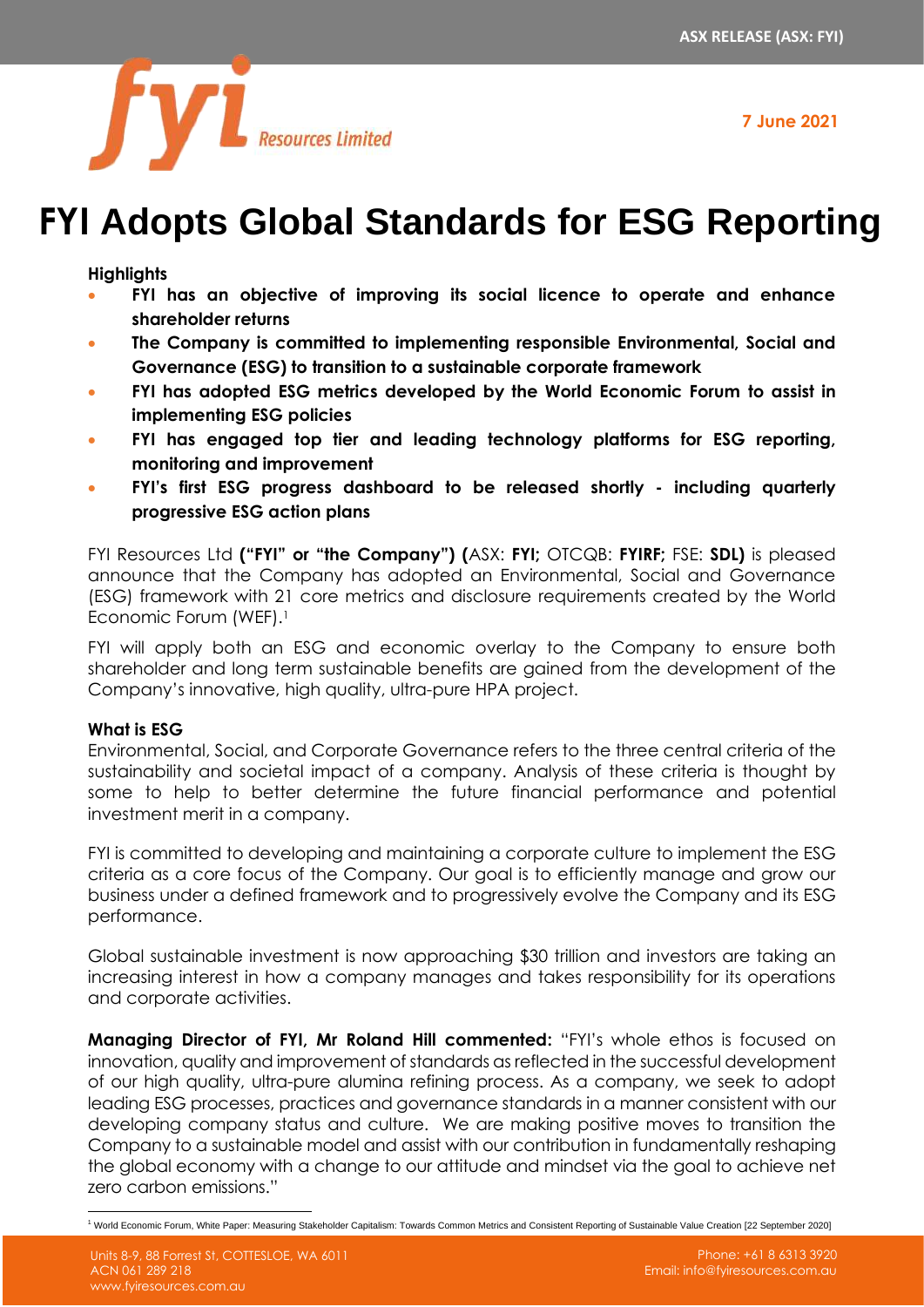7 June 2021

# FYI Adopts Global Standards for ESG Reporting

**Highlights**

- **FYI has an objective of improving its social licence to operate and enhance shareholder returns**
- **The Company is committed to implementing responsible Environmental, Social and Governance (ESG) to transition to a sustainable corporate framework**
- **FYI has adopted ESG metrics developed by the World Economic Forum to assist in implementing ESG policies**
- **FYI has engaged top tier and leading technology platforms for ESG reporting, monitoring and improvement**
- **FYI's first ESG progress dashboard to be released shortly - including quarterly progressive ESG action plans**

FYI Resources Ltd **("FYI" or "the Company") (**ASX: **FYI;** OTCQB: **FYIRF;** FSE: **SDL)** is pleased announce that the Company has adopted an Environmental, Social and Governance (ESG) framework with 21 core metrics and disclosure requirements created by the World Economic Forum (WEF).[1]

FYI will apply both an ESG and economic overlay to the Company to ensure both shareholder and long term sustainable benefits are gained from the development of the Company's innovative, high quality, ultra-pure HPA project.

**What is ESG**

Environmental, Social, and Corporate Governance refers to the three central criteria of the sustainability and societal impact of a company. Analysis of these criteria is thought by some to help to better determine the future financial performance and potential investment merit in a company.

FYI is committed to developing and maintaining a corporate culture to implement the ESG criteria as a core focus of the Company. Our goal is to efficiently manage and grow our business under a defined framework and to progressively evolve the Company and its ESG performance.

Global sustainable investment is now approaching $30 trillion and investors are taking an increasing interest in how a company manages and takes responsibility for its operations and corporate activities.

**Managing Director of FYI, Mr Roland Hill commented:** "FYI's whole ethos is focused on innovation, quality and improvement of standards as reflected in the successful development of our high quality, ultra-pure alumina refining process. As a company, we seek to adopt leading ESG processes, practices and governance standards in a manner consistent with our developing company status and culture. We are making positive moves to transition the Company to a sustainable model and assist with our contribution in fundamentally reshaping the global economy with a change to our attitude and mindset via the goal to achieve net zero carbon emissions."

[1] World Economic Forum, White Paper: Measuring Stakeholder Capitalism: Towards Common Metrics and Consistent Reporting of Sustainable Value Creation [22 September 2020]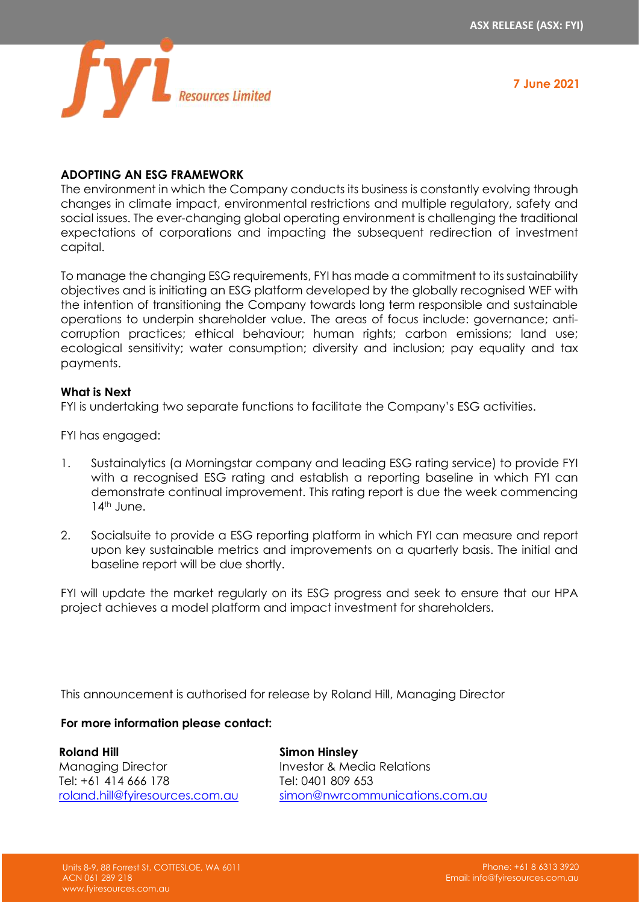## ADOPTING AN ESG FRAMEWORK

The environment in which the Company conducts its business is constantly evolving through changes in climate impact, environmental restrictions and multiple regulatory, safety and social issues. The ever-changing global operating environment is challenging the traditional expectations of corporations and impacting the subsequent redirection of investment capital.

To manage the changing ESG requirements, FYI has made a commitment to its sustainability objectives and is initiating an ESG platform developed by the globally recognised WEF with the intention of transitioning the Company towards long term responsible and sustainable operations to underpin shareholder value. The areas of focus include: governance; anti-corruption practices; ethical behaviour; human rights; carbon emissions; land use; ecological sensitivity; water consumption; diversity and inclusion; pay equality and tax payments.

### What is Next

FYI is undertaking two separate functions to facilitate the Company's ESG activities.

FYI has engaged:

1. Sustainalytics (a Morningstar company and leading ESG rating service) to provide FYI with a recognised ESG rating and establish a reporting baseline in which FYI can demonstrate continual improvement. This rating report is due the week commencing 14th June.

2. Socialsuite to provide a ESG reporting platform in which FYI can measure and report upon key sustainable metrics and improvements on a quarterly basis. The initial and baseline report will be due shortly.

FYI will update the market regularly on its ESG progress and seek to ensure that our HPA project achieves a model platform and impact investment for shareholders.

This announcement is authorised for release by Roland Hill, Managing Director

**For more information please contact:**

**Roland Hill**
Managing Director
Tel: +61 414 666 178
roland.hill@fyiresources.com.au

**Simon Hinsley**
Investor & Media Relations
Tel: 0401 809 653
simon@nwrcommunications.com.au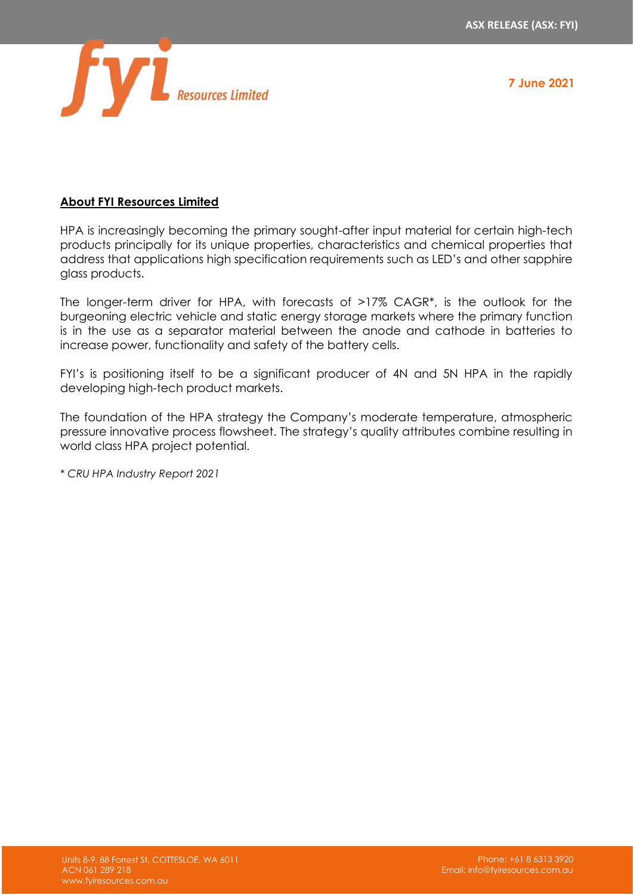## About FYI Resources Limited

HPA is increasingly becoming the primary sought-after input material for certain high-tech products principally for its unique properties, characteristics and chemical properties that address that applications high specification requirements such as LED's and other sapphire glass products.

The longer-term driver for HPA, with forecasts of >17% CAGR*, is the outlook for the burgeoning electric vehicle and static energy storage markets where the primary function is in the use as a separator material between the anode and cathode in batteries to increase power, functionality and safety of the battery cells.

FYI's is positioning itself to be a significant producer of 4N and 5N HPA in the rapidly developing high-tech product markets.

The foundation of the HPA strategy the Company's moderate temperature, atmospheric pressure innovative process flowsheet. The strategy's quality attributes combine resulting in world class HPA project potential.

*\* CRU HPA Industry Report 2021*